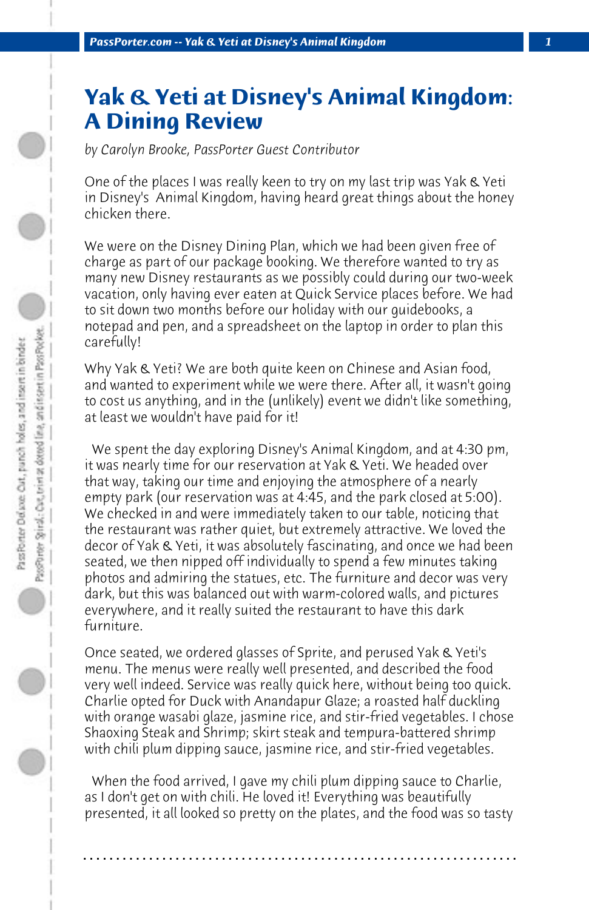# Yak & Yeti at Disney's Animal Kingdom: A Dining Review

*by Carolyn Brooke, PassPorter Guest Contributor*

One of the places I was really keen to try on my last trip was Yak & Yeti in Disney's Animal Kingdom, having heard great things about the honey chicken there.

We were on the Disney Dining Plan, which we had been given free of charge as part of our package booking. We therefore wanted to try as many new Disney restaurants as we possibly could during our two-week vacation, only having ever eaten at Quick Service places before. We had to sit down two months before our holiday with our guidebooks, a notepad and pen, and a spreadsheet on the laptop in order to plan this carefully!

Why Yak & Yeti? We are both quite keen on Chinese and Asian food, and wanted to experiment while we were there. After all, it wasn't going to cost us anything, and in the (unlikely) event we didn't like something, at least we wouldn't have paid for it!

We spent the day exploring Disney's Animal Kingdom, and at 4:30 pm, it was nearly time for our reservation at Yak & Yeti. We headed over that way, taking our time and enjoying the atmosphere of a nearly empty park (our reservation was at 4:45, and the park closed at 5:00). We checked in and were immediately taken to our table, noticing that the restaurant was rather quiet, but extremely attractive. We loved the decor of Yak & Yeti, it was absolutely fascinating, and once we had been seated, we then nipped off individually to spend a few minutes taking photos and admiring the statues, etc. The furniture and decor was very dark, but this was balanced out with warm-colored walls, and pictures everywhere, and it really suited the restaurant to have this dark furniture.

Once seated, we ordered glasses of Sprite, and perused Yak & Yeti's menu. The menus were really well presented, and described the food very well indeed. Service was really quick here, without being too quick. Charlie opted for Duck with Anandapur Glaze; a roasted half duckling with orange wasabi glaze, jasmine rice, and stir-fried vegetables. I chose Shaoxing Steak and Shrimp; skirt steak and tempura-battered shrimp with chili plum dipping sauce, jasmine rice, and stir-fried vegetables.

When the food arrived, I gave my chili plum dipping sauce to Charlie, as I don't get on with chili. He loved it! Everything was beautifully presented, it all looked so pretty on the plates, and the food was so tasty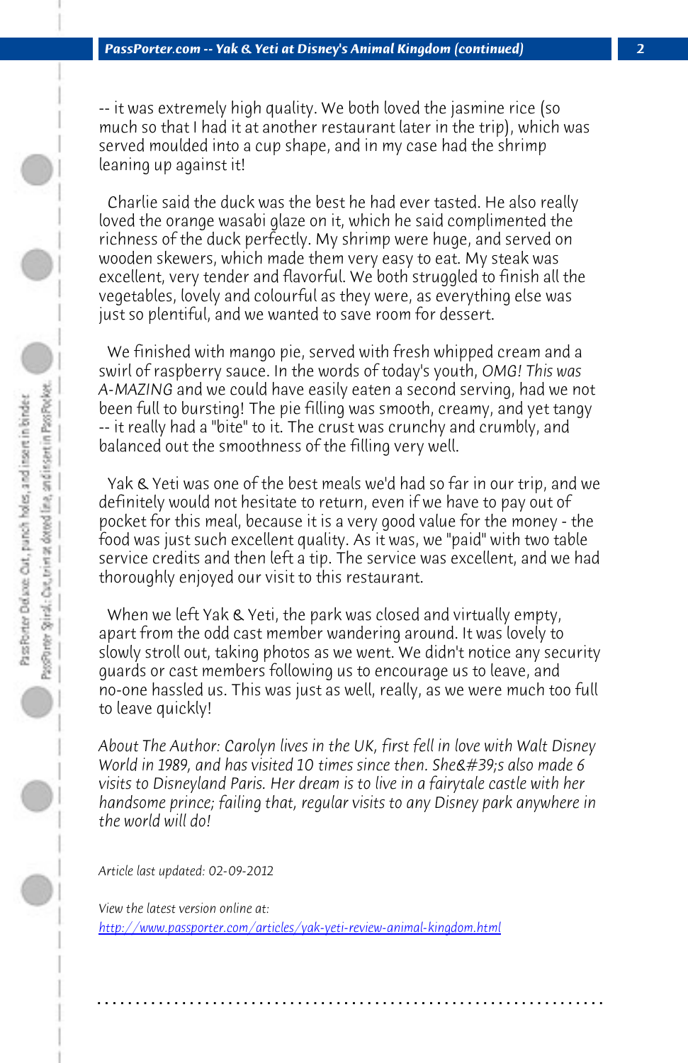-- it was extremely high quality. We both loved the jasmine rice (so much so that I had it at another restaurant later in the trip), which was served moulded into a cup shape, and in my case had the shrimp leaning up against it!

Charlie said the duck was the best he had ever tasted. He also really loved the orange wasabi glaze on it, which he said complimented the richness of the duck perfectly. My shrimp were huge, and served on wooden skewers, which made them very easy to eat. My steak was excellent, very tender and flavorful. We both struggled to finish all the vegetables, lovely and colourful as they were, as everything else was just so plentiful, and we wanted to save room for dessert.

We finished with mango pie, served with fresh whipped cream and a swirl of raspberry sauce. In the words of today's youth, *OMG! This was A-MAZING* and we could have easily eaten a second serving, had we not been full to bursting! The pie filling was smooth, creamy, and yet tangy -- it really had a "bite" to it. The crust was crunchy and crumbly, and balanced out the smoothness of the filling very well.

Yak & Yeti was one of the best meals we'd had so far in our trip, and we definitely would not hesitate to return, even if we have to pay out of pocket for this meal, because it is a very good value for the money - the food was just such excellent quality. As it was, we "paid" with two table service credits and then left a tip. The service was excellent, and we had thoroughly enjoyed our visit to this restaurant.

When we left Yak & Yeti, the park was closed and virtually empty, apart from the odd cast member wandering around. It was lovely to slowly stroll out, taking photos as we went. We didn't notice any security guards or cast members following us to encourage us to leave, and no-one hassled us. This was just as well, really, as we were much too full to leave quickly!

*About The Author: Carolyn lives in the UK, first fell in love with Walt Disney World in 1989, and has visited 10 times since then. She&#39;s also made 6 visits to Disneyland Paris. Her dream is to live in a fairytale castle with her handsome prince; failing that, regular visits to any Disney park anywhere in the world will do!*

*Article last updated: 02-09-2012*

*View the latest version online at:*
http://www.passporter.com/articles/yak-yeti-review-animal-kingdom.html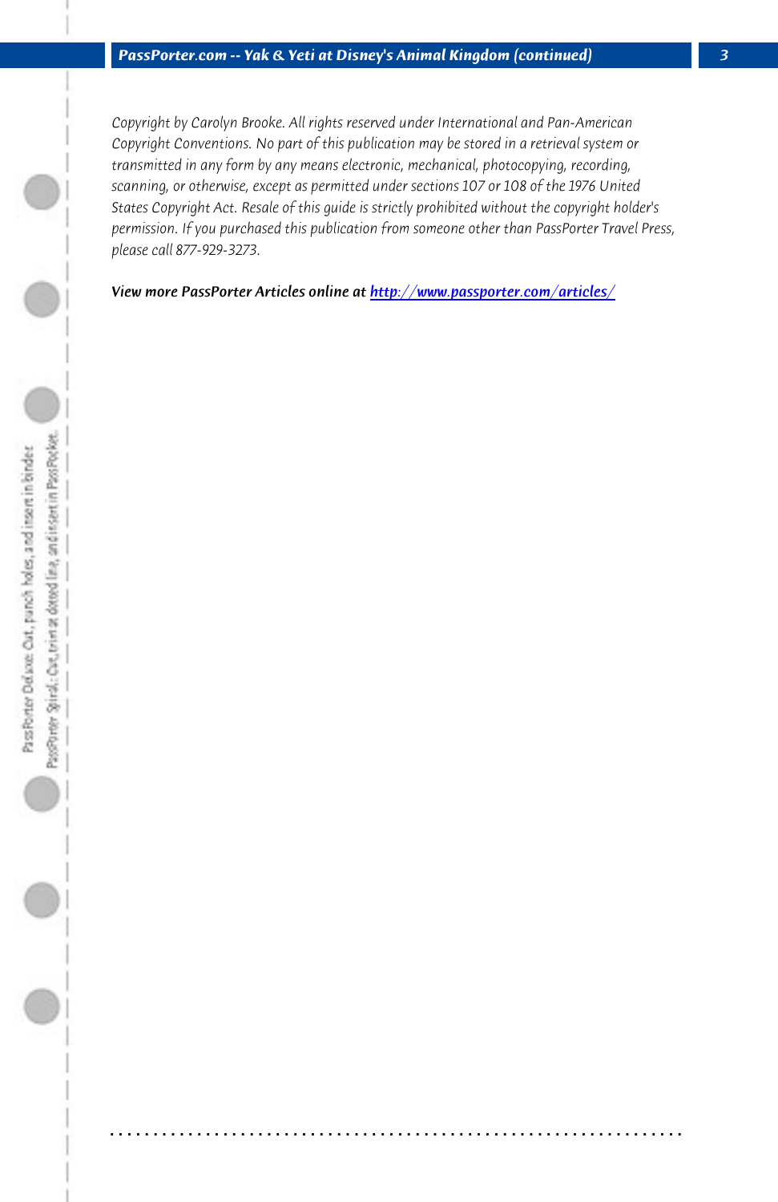*Copyright by Carolyn Brooke. All rights reserved under International and Pan-American Copyright Conventions. No part of this publication may be stored in a retrieval system or transmitted in any form by any means electronic, mechanical, photocopying, recording, scanning, or otherwise, except as permitted under sections 107 or 108 of the 1976 United States Copyright Act. Resale of this guide is strictly prohibited without the copyright holder's permission. If you purchased this publication from someone other than PassPorter Travel Press, please call 877-929-3273.*

***View more PassPorter Articles online at [http://www.passporter.com/articles/](http://www.passporter.com/articles/)***